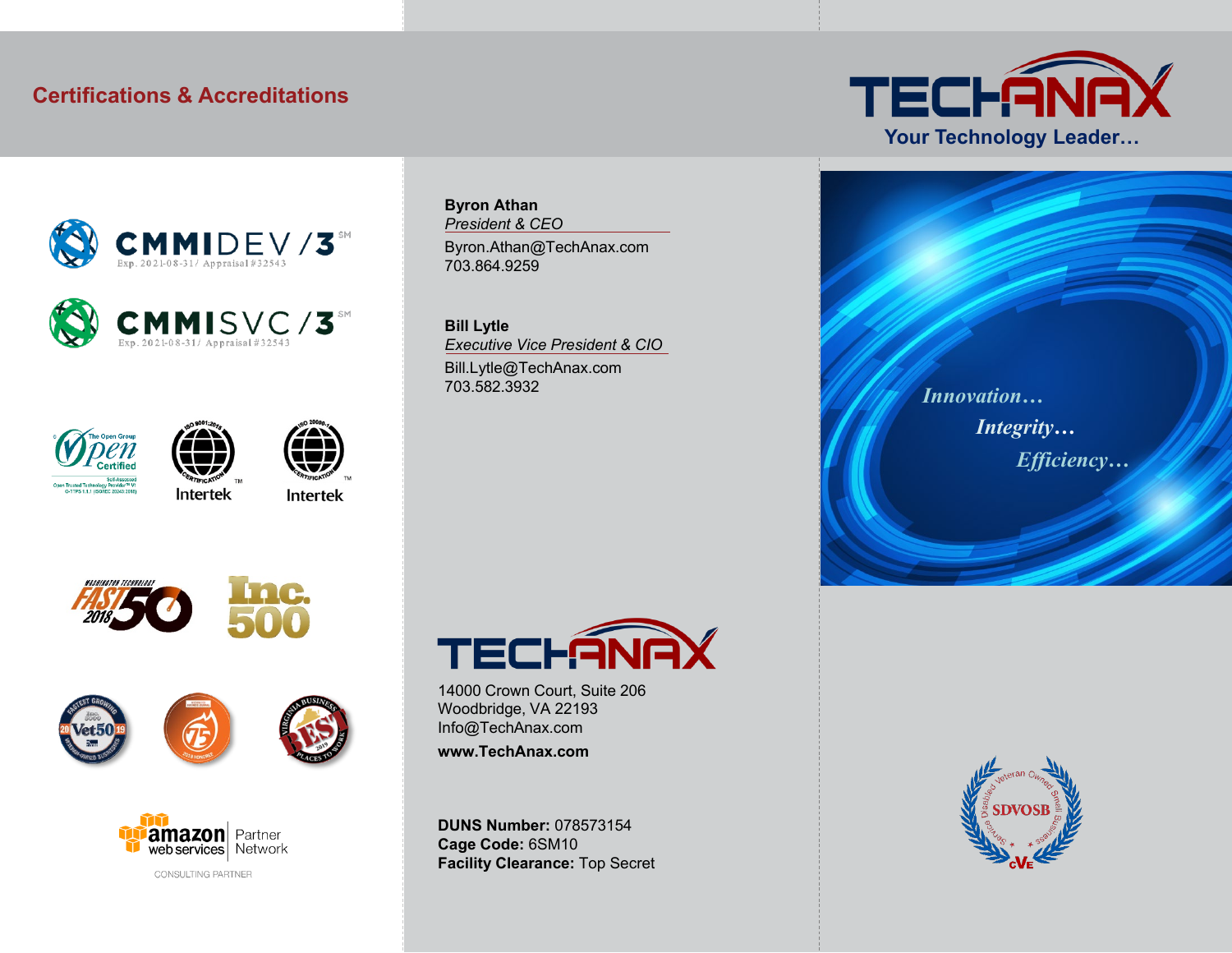## Certifications & Accreditations

CMMIDEV/3 SM
Exp. 2021-08-31/ Appraisal #32543

CMMISVC/3 SM
Exp. 2021-08-31/ Appraisal #32543

The Open Group Open Certified

Intertek

Intertek

amazon web services | Partner Network
CONSULTING PARTNER

**Byron Athan**
*President & CEO*
Byron.Athan@TechAnax.com
703.864.9259

**Bill Lytle**
*Executive Vice President & CIO*
Bill.Lytle@TechAnax.com
703.582.3932

TECHANAX

14000 Crown Court, Suite 206
Woodbridge, VA 22193
Info@TechAnax.com
**www.TechAnax.com**

**DUNS Number:** 078573154
**Cage Code:** 6SM10
**Facility Clearance:** Top Secret

# TECHANAX

**Your Technology Leader…**

*Innovation…*
*Integrity…*
*Efficiency…*

SDVOSB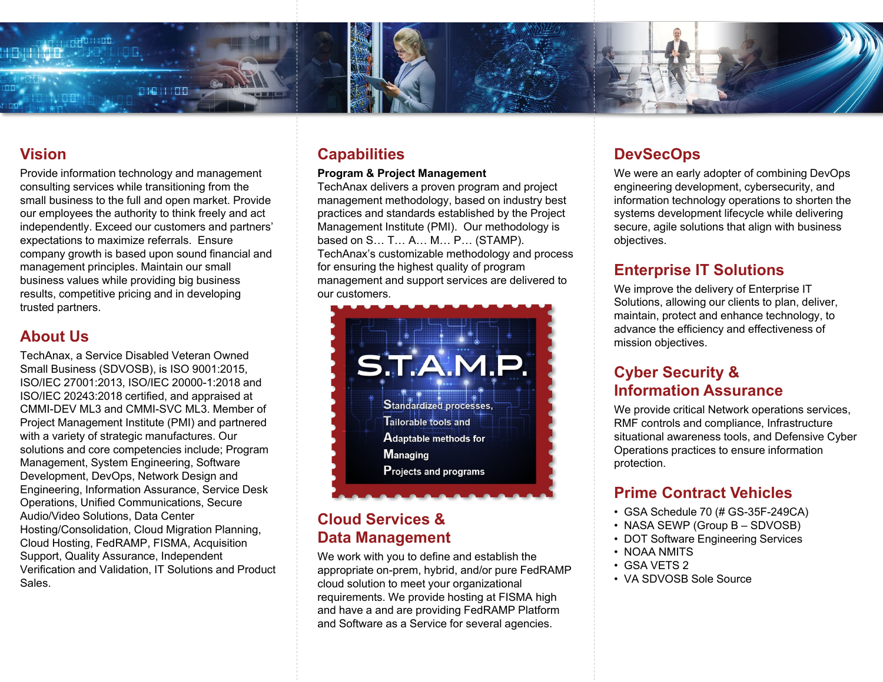## Vision

Provide information technology and management consulting services while transitioning from the small business to the full and open market. Provide our employees the authority to think freely and act independently. Exceed our customers and partners' expectations to maximize referrals. Ensure company growth is based upon sound financial and management principles. Maintain our small business values while providing big business results, competitive pricing and in developing trusted partners.

## About Us

TechAnax, a Service Disabled Veteran Owned Small Business (SDVOSB), is ISO 9001:2015, ISO/IEC 27001:2013, ISO/IEC 20000-1:2018 and ISO/IEC 20243:2018 certified, and appraised at CMMI-DEV ML3 and CMMI-SVC ML3. Member of Project Management Institute (PMI) and partnered with a variety of strategic manufactures. Our solutions and core competencies include; Program Management, System Engineering, Software Development, DevOps, Network Design and Engineering, Information Assurance, Service Desk Operations, Unified Communications, Secure Audio/Video Solutions, Data Center Hosting/Consolidation, Cloud Migration Planning, Cloud Hosting, FedRAMP, FISMA, Acquisition Support, Quality Assurance, Independent Verification and Validation, IT Solutions and Product Sales.

## Capabilities

**Program & Project Management**

TechAnax delivers a proven program and project management methodology, based on industry best practices and standards established by the Project Management Institute (PMI). Our methodology is based on S… T… A… M… P… (STAMP). TechAnax's customizable methodology and process for ensuring the highest quality of program management and support services are delivered to our customers.

**S.T.A.M.P.**

Standardized processes,
Tailorable tools and
Adaptable methods for
Managing
Projects and programs

## Cloud Services & Data Management

We work with you to define and establish the appropriate on-prem, hybrid, and/or pure FedRAMP cloud solution to meet your organizational requirements. We provide hosting at FISMA high and have a and are providing FedRAMP Platform and Software as a Service for several agencies.

## DevSecOps

We were an early adopter of combining DevOps engineering development, cybersecurity, and information technology operations to shorten the systems development lifecycle while delivering secure, agile solutions that align with business objectives.

## Enterprise IT Solutions

We improve the delivery of Enterprise IT Solutions, allowing our clients to plan, deliver, maintain, protect and enhance technology, to advance the efficiency and effectiveness of mission objectives.

## Cyber Security & Information Assurance

We provide critical Network operations services, RMF controls and compliance, Infrastructure situational awareness tools, and Defensive Cyber Operations practices to ensure information protection.

## Prime Contract Vehicles

- GSA Schedule 70 (# GS-35F-249CA)
- NASA SEWP (Group B – SDVOSB)
- DOT Software Engineering Services
- NOAA NMITS
- GSA VETS 2
- VA SDVOSB Sole Source